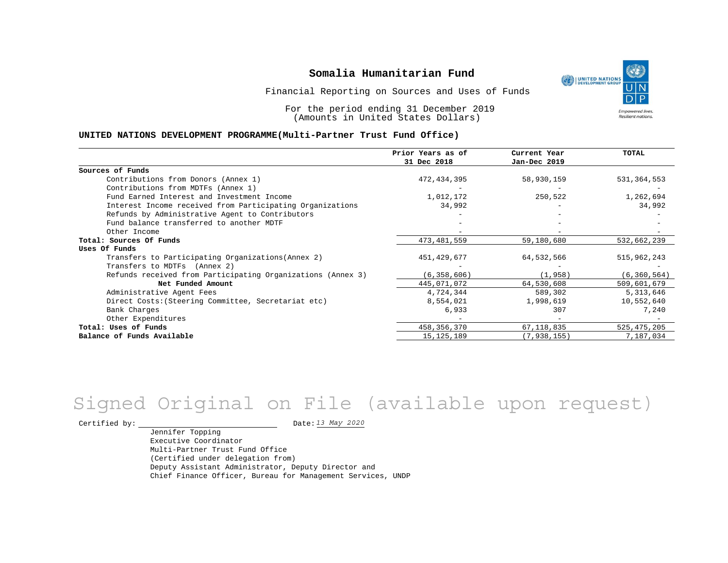# Somalia Humanitarian Fund

Financial Reporting on Sources and Uses of Funds

For the period ending 31 December 2019
(Amounts in United States Dollars)

## UNITED NATIONS DEVELOPMENT PROGRAMME(Multi-Partner Trust Fund Office)

| | Prior Years as of 31 Dec 2018 | Current Year Jan-Dec 2019 | TOTAL |
|---|---|---|---|
| **Sources of Funds** | | | |
| Contributions from Donors (Annex 1) | 472,434,395 | 58,930,159 | 531,364,553 |
| Contributions from MDTFs (Annex 1) | - | - | - |
| Fund Earned Interest and Investment Income | 1,012,172 | 250,522 | 1,262,694 |
| Interest Income received from Participating Organizations | 34,992 | - | 34,992 |
| Refunds by Administrative Agent to Contributors | - | - | - |
| Fund balance transferred to another MDTF | - | - | - |
| Other Income | - | - | - |
| **Total: Sources Of Funds** | 473,481,559 | 59,180,680 | 532,662,239 |
| **Uses Of Funds** | | | |
| Transfers to Participating Organizations(Annex 2) | 451,429,677 | 64,532,566 | 515,962,243 |
| Transfers to MDTFs (Annex 2) | - | - | - |
| Refunds received from Participating Organizations (Annex 3) | (6,358,606) | (1,958) | (6,360,564) |
| **Net Funded Amount** | 445,071,072 | 64,530,608 | 509,601,679 |
| Administrative Agent Fees | 4,724,344 | 589,302 | 5,313,646 |
| Direct Costs:(Steering Committee, Secretariat etc) | 8,554,021 | 1,998,619 | 10,552,640 |
| Bank Charges | 6,933 | 307 | 7,240 |
| Other Expenditures | - | - | - |
| **Total: Uses of Funds** | 458,356,370 | 67,118,835 | 525,475,205 |
| **Balance of Funds Available** | 15,125,189 | (7,938,155) | 7,187,034 |

Signed Original on File (available upon request)

Certified by: \_\_\_\_\_\_\_\_\_\_\_\_\_\_\_\_\_\_\_\_ Date: *13 May 2020*

Jennifer Topping
Executive Coordinator
Multi-Partner Trust Fund Office
(Certified under delegation from)
Deputy Assistant Administrator, Deputy Director and
Chief Finance Officer, Bureau for Management Services, UNDP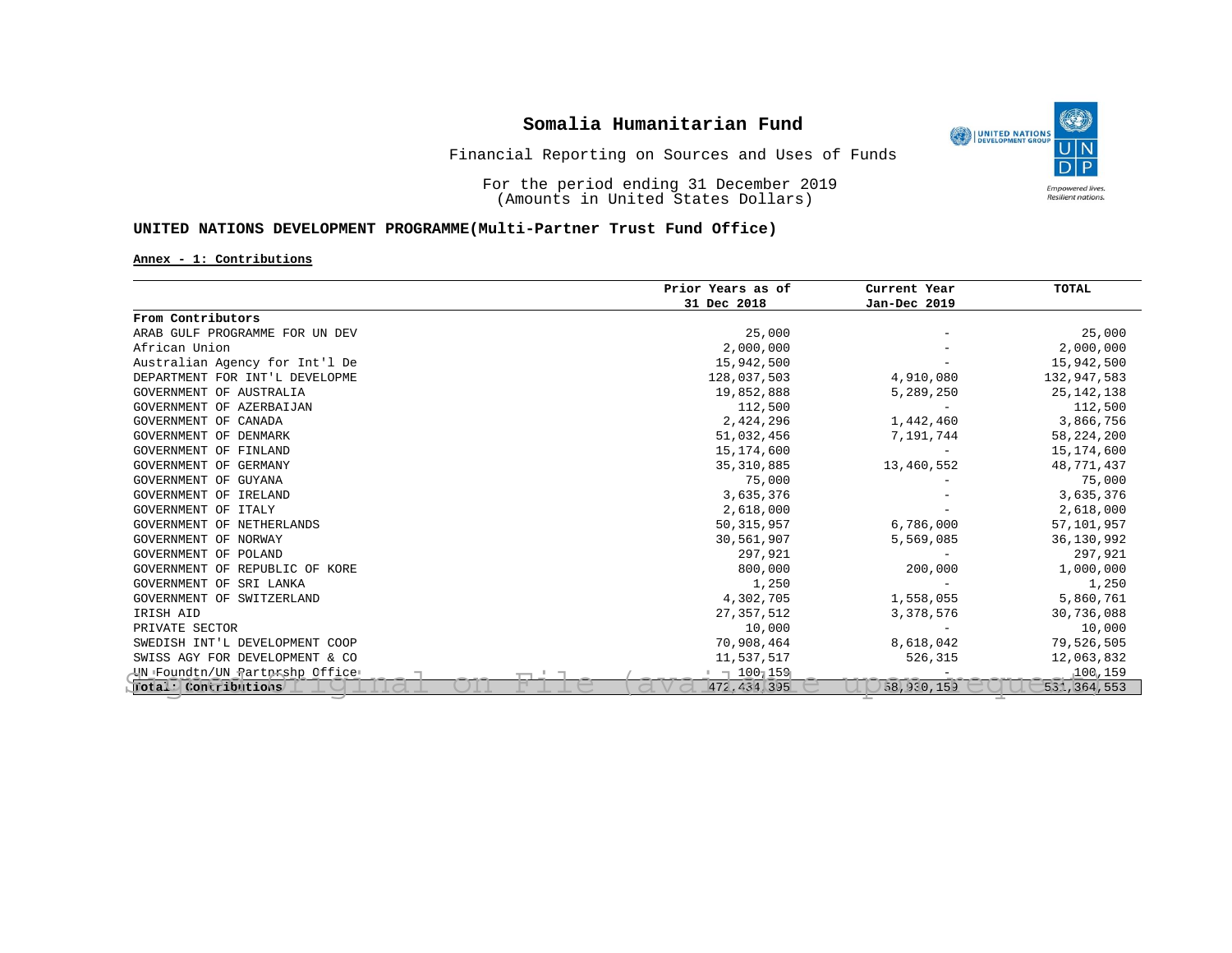# Somalia Humanitarian Fund

Financial Reporting on Sources and Uses of Funds

For the period ending 31 December 2019
(Amounts in United States Dollars)

## UNITED NATIONS DEVELOPMENT PROGRAMME(Multi-Partner Trust Fund Office)

**Annex - 1: Contributions**

| | Prior Years as of 31 Dec 2018 | Current Year Jan-Dec 2019 | TOTAL |
|---|---:|---:|---:|
| **From Contributors** | | | |
| ARAB GULF PROGRAMME FOR UN DEV | 25,000 | - | 25,000 |
| African Union | 2,000,000 | - | 2,000,000 |
| Australian Agency for Int'l De | 15,942,500 | - | 15,942,500 |
| DEPARTMENT FOR INT'L DEVELOPME | 128,037,503 | 4,910,080 | 132,947,583 |
| GOVERNMENT OF AUSTRALIA | 19,852,888 | 5,289,250 | 25,142,138 |
| GOVERNMENT OF AZERBAIJAN | 112,500 | - | 112,500 |
| GOVERNMENT OF CANADA | 2,424,296 | 1,442,460 | 3,866,756 |
| GOVERNMENT OF DENMARK | 51,032,456 | 7,191,744 | 58,224,200 |
| GOVERNMENT OF FINLAND | 15,174,600 | - | 15,174,600 |
| GOVERNMENT OF GERMANY | 35,310,885 | 13,460,552 | 48,771,437 |
| GOVERNMENT OF GUYANA | 75,000 | - | 75,000 |
| GOVERNMENT OF IRELAND | 3,635,376 | - | 3,635,376 |
| GOVERNMENT OF ITALY | 2,618,000 | - | 2,618,000 |
| GOVERNMENT OF NETHERLANDS | 50,315,957 | 6,786,000 | 57,101,957 |
| GOVERNMENT OF NORWAY | 30,561,907 | 5,569,085 | 36,130,992 |
| GOVERNMENT OF POLAND | 297,921 | - | 297,921 |
| GOVERNMENT OF REPUBLIC OF KORE | 800,000 | 200,000 | 1,000,000 |
| GOVERNMENT OF SRI LANKA | 1,250 | - | 1,250 |
| GOVERNMENT OF SWITZERLAND | 4,302,705 | 1,558,055 | 5,860,761 |
| IRISH AID | 27,357,512 | 3,378,576 | 30,736,088 |
| PRIVATE SECTOR | 10,000 | - | 10,000 |
| SWEDISH INT'L DEVELOPMENT COOP | 70,908,464 | 8,618,042 | 79,526,505 |
| SWISS AGY FOR DEVELOPMENT & CO | 11,537,517 | 526,315 | 12,063,832 |
| UN Foundtn/UN Partnrshp Office | 100,159 | - | 100,159 |
| **Total: Contributions** | 472,434,395 | 58,930,159 | 531,364,553 |

Signed Original on File (available upon request)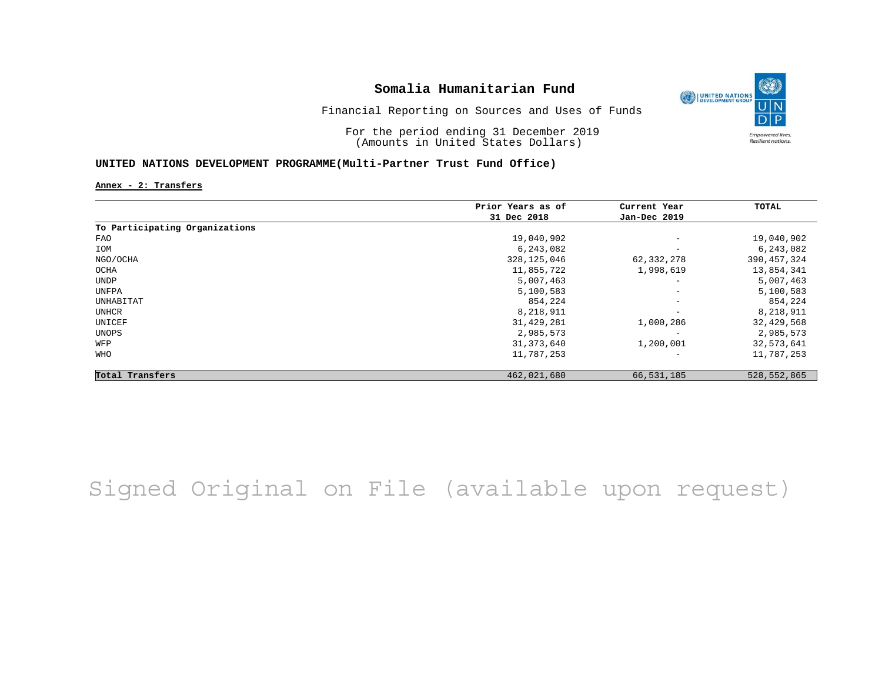# Somalia Humanitarian Fund

Financial Reporting on Sources and Uses of Funds

For the period ending 31 December 2019
(Amounts in United States Dollars)

## UNITED NATIONS DEVELOPMENT PROGRAMME(Multi-Partner Trust Fund Office)

**Annex - 2: Transfers**

| | Prior Years as of 31 Dec 2018 | Current Year Jan-Dec 2019 | TOTAL |
|---|---|---|---|
| **To Participating Organizations** | | | |
| FAO | 19,040,902 | - | 19,040,902 |
| IOM | 6,243,082 | - | 6,243,082 |
| NGO/OCHA | 328,125,046 | 62,332,278 | 390,457,324 |
| OCHA | 11,855,722 | 1,998,619 | 13,854,341 |
| UNDP | 5,007,463 | - | 5,007,463 |
| UNFPA | 5,100,583 | - | 5,100,583 |
| UNHABITAT | 854,224 | - | 854,224 |
| UNHCR | 8,218,911 | - | 8,218,911 |
| UNICEF | 31,429,281 | 1,000,286 | 32,429,568 |
| UNOPS | 2,985,573 | - | 2,985,573 |
| WFP | 31,373,640 | 1,200,001 | 32,573,641 |
| WHO | 11,787,253 | - | 11,787,253 |
| **Total Transfers** | 462,021,680 | 66,531,185 | 528,552,865 |

Signed Original on File (available upon request)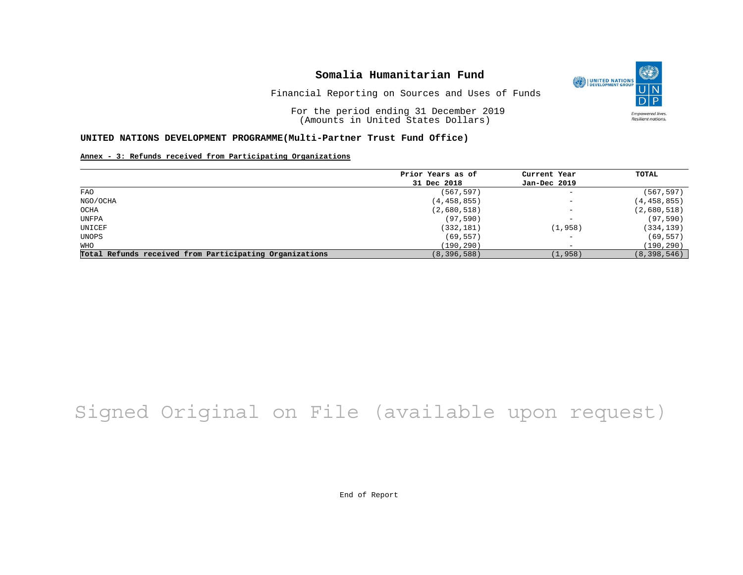# Somalia Humanitarian Fund

Financial Reporting on Sources and Uses of Funds

For the period ending 31 December 2019
(Amounts in United States Dollars)

**UNITED NATIONS DEVELOPMENT PROGRAMME(Multi-Partner Trust Fund Office)**

**Annex - 3: Refunds received from Participating Organizations**

| | Prior Years as of 31 Dec 2018 | Current Year Jan-Dec 2019 | TOTAL |
|---|---|---|---|
| FAO | (567,597) | - | (567,597) |
| NGO/OCHA | (4,458,855) | - | (4,458,855) |
| OCHA | (2,680,518) | - | (2,680,518) |
| UNFPA | (97,590) | - | (97,590) |
| UNICEF | (332,181) | (1,958) | (334,139) |
| UNOPS | (69,557) | - | (69,557) |
| WHO | (190,290) | - | (190,290) |
| **Total Refunds received from Participating Organizations** | (8,396,588) | (1,958) | (8,398,546) |

Signed Original on File (available upon request)

End of Report